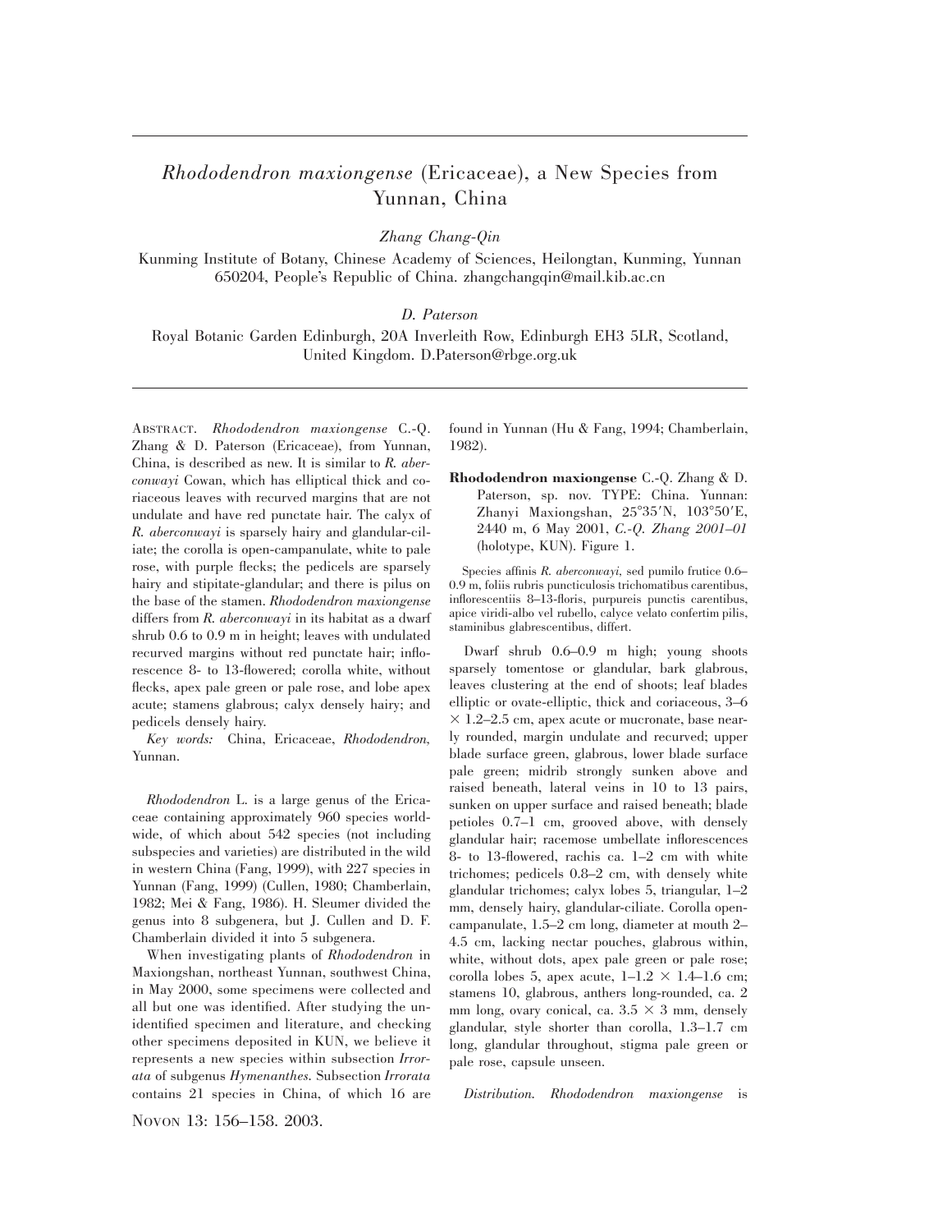# *Rhododendron maxiongense* (Ericaceae), a New Species from Yunnan, China

*Zhang Chang-Qin*

Kunming Institute of Botany, Chinese Academy of Sciences, Heilongtan, Kunming, Yunnan 650204, People's Republic of China. zhangchangqin@mail.kib.ac.cn

*D. Paterson*

Royal Botanic Garden Edinburgh, 20A Inverleith Row, Edinburgh EH3 5LR, Scotland, United Kingdom. D.Paterson@rbge.org.uk

ABSTRACT. *Rhododendron maxiongense* C.-Q. Zhang & D. Paterson (Ericaceae), from Yunnan, China, is described as new. It is similar to *R. aberconwayi* Cowan, which has elliptical thick and coriaceous leaves with recurved margins that are not undulate and have red punctate hair. The calyx of *R. aberconwayi* is sparsely hairy and glandular-ciliate; the corolla is open-campanulate, white to pale rose, with purple flecks; the pedicels are sparsely hairy and stipitate-glandular; and there is pilus on the base of the stamen. *Rhododendron maxiongense* differs from *R. aberconwayi* in its habitat as a dwarf shrub 0.6 to 0.9 m in height; leaves with undulated recurved margins without red punctate hair; inflorescence 8- to 13-flowered; corolla white, without flecks, apex pale green or pale rose, and lobe apex acute; stamens glabrous; calyx densely hairy; and pedicels densely hairy.

*Key words:* China, Ericaceae, *Rhododendron*, Yunnan.

*Rhododendron* L. is a large genus of the Ericaceae containing approximately 960 species worldwide, of which about 542 species (not including subspecies and varieties) are distributed in the wild in western China (Fang, 1999), with 227 species in Yunnan (Fang, 1999) (Cullen, 1980; Chamberlain, 1982; Mei & Fang, 1986). H. Sleumer divided the genus into 8 subgenera, but J. Cullen and D. F. Chamberlain divided it into 5 subgenera.

When investigating plants of *Rhododendron* in Maxiongshan, northeast Yunnan, southwest China, in May 2000, some specimens were collected and all but one was identified. After studying the unidentified specimen and literature, and checking other specimens deposited in KUN, we believe it represents a new species within subsection *Irrorata* of subgenus *Hymenanthes*. Subsection *Irrorata* contains 21 species in China, of which 16 are found in Yunnan (Hu & Fang, 1994; Chamberlain, 1982).

**Rhododendron maxiongense** C.-Q. Zhang & D. Paterson, sp. nov. TYPE: China. Yunnan: Zhanyi Maxiongshan, 25°35′N, 103°50′E, 2440 m, 6 May 2001, *C.-Q. Zhang 2001–01* (holotype, KUN). Figure 1.

Species affinis *R. aberconwayi*, sed pumilo frutice 0.6–0.9 m, foliis rubris puncticulosis trichomatibus carentibus, inflorescentiis 8–13-floris, purpureis punctis carentibus, apice viridi-albo vel rubello, calyce velato confertim pilis, staminibus glabrescentibus, differt.

Dwarf shrub 0.6–0.9 m high; young shoots sparsely tomentose or glandular, bark glabrous, leaves clustering at the end of shoots; leaf blades elliptic or ovate-elliptic, thick and coriaceous, 3–6 × 1.2–2.5 cm, apex acute or mucronate, base nearly rounded, margin undulate and recurved; upper blade surface green, glabrous, lower blade surface pale green; midrib strongly sunken above and raised beneath, lateral veins in 10 to 13 pairs, sunken on upper surface and raised beneath; blade petioles 0.7–1 cm, grooved above, with densely glandular hair; racemose umbellate inflorescences 8- to 13-flowered, rachis ca. 1–2 cm with white trichomes; pedicels 0.8–2 cm, with densely white glandular trichomes; calyx lobes 5, triangular, 1–2 mm, densely hairy, glandular-ciliate. Corolla open-campanulate, 1.5–2 cm long, diameter at mouth 2–4.5 cm, lacking nectar pouches, glabrous within, white, without dots, apex pale green or pale rose; corolla lobes 5, apex acute, 1–1.2 × 1.4–1.6 cm; stamens 10, glabrous, anthers long-rounded, ca. 2 mm long, ovary conical, ca. 3.5 × 3 mm, densely glandular, style shorter than corolla, 1.3–1.7 cm long, glandular throughout, stigma pale green or pale rose, capsule unseen.

*Distribution. Rhododendron maxiongense* is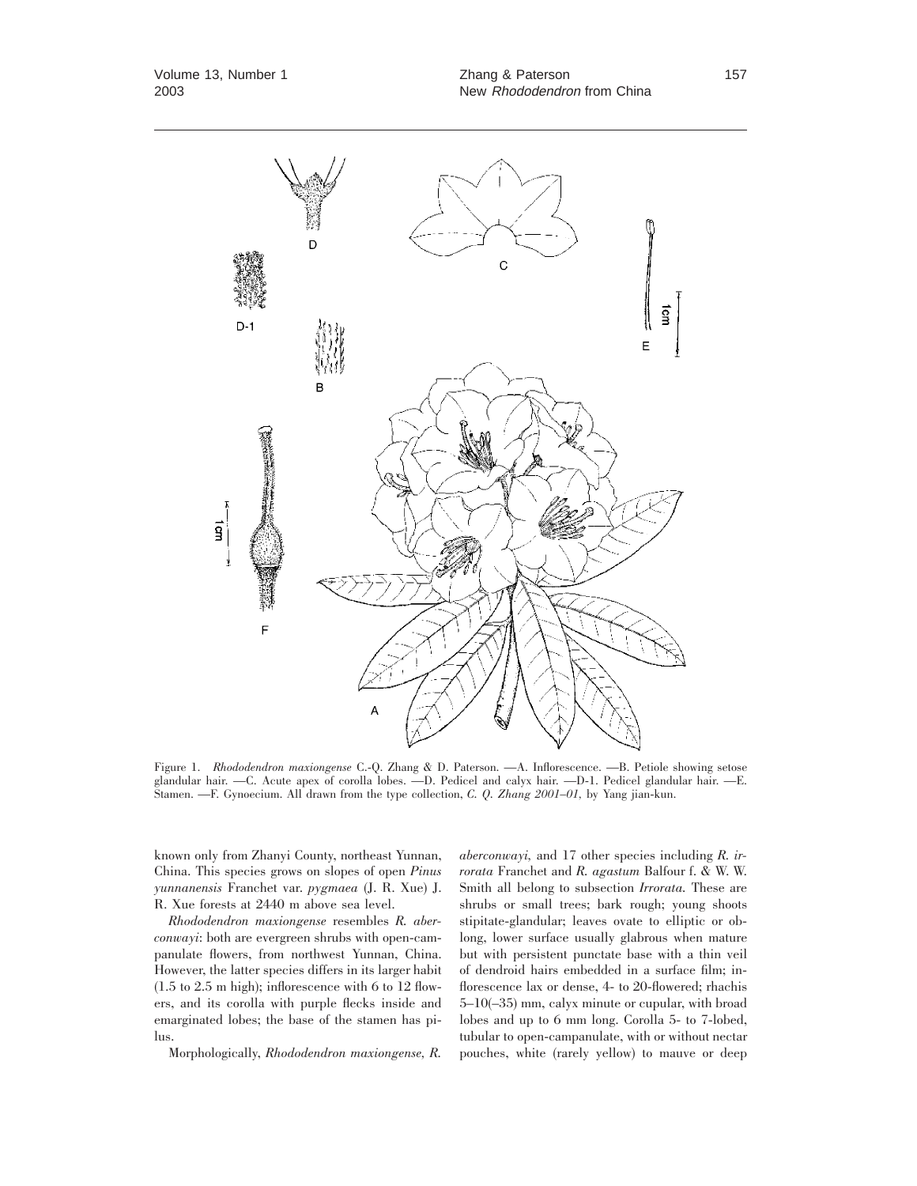Figure 1. *Rhododendron maxiongense* C.-Q. Zhang & D. Paterson. —A. Inflorescence. —B. Petiole showing setose glandular hair. —C. Acute apex of corolla lobes. —D. Pedicel and calyx hair. —D-1. Pedicel glandular hair. —E. Stamen. —F. Gynoecium. All drawn from the type collection, *C. Q. Zhang 2001–01*, by Yang jian-kun.

known only from Zhanyi County, northeast Yunnan, China. This species grows on slopes of open *Pinus yunnanensis* Franchet var. *pygmaea* (J. R. Xue) J. R. Xue forests at 2440 m above sea level.

*Rhododendron maxiongense* resembles *R. aberconwayi*: both are evergreen shrubs with open-campanulate flowers, from northwest Yunnan, China. However, the latter species differs in its larger habit (1.5 to 2.5 m high); inflorescence with 6 to 12 flowers, and its corolla with purple flecks inside and emarginated lobes; the base of the stamen has pilus.

Morphologically, *Rhododendron maxiongense, R. aberconwayi*, and 17 other species including *R. irrorata* Franchet and *R. agastum* Balfour f. & W. W. Smith all belong to subsection *Irrorata.* These are shrubs or small trees; bark rough; young shoots stipitate-glandular; leaves ovate to elliptic or oblong, lower surface usually glabrous when mature but with persistent punctate base with a thin veil of dendroid hairs embedded in a surface film; inflorescence lax or dense, 4- to 20-flowered; rhachis 5–10(–35) mm, calyx minute or cupular, with broad lobes and up to 6 mm long. Corolla 5- to 7-lobed, tubular to open-campanulate, with or without nectar pouches, white (rarely yellow) to mauve or deep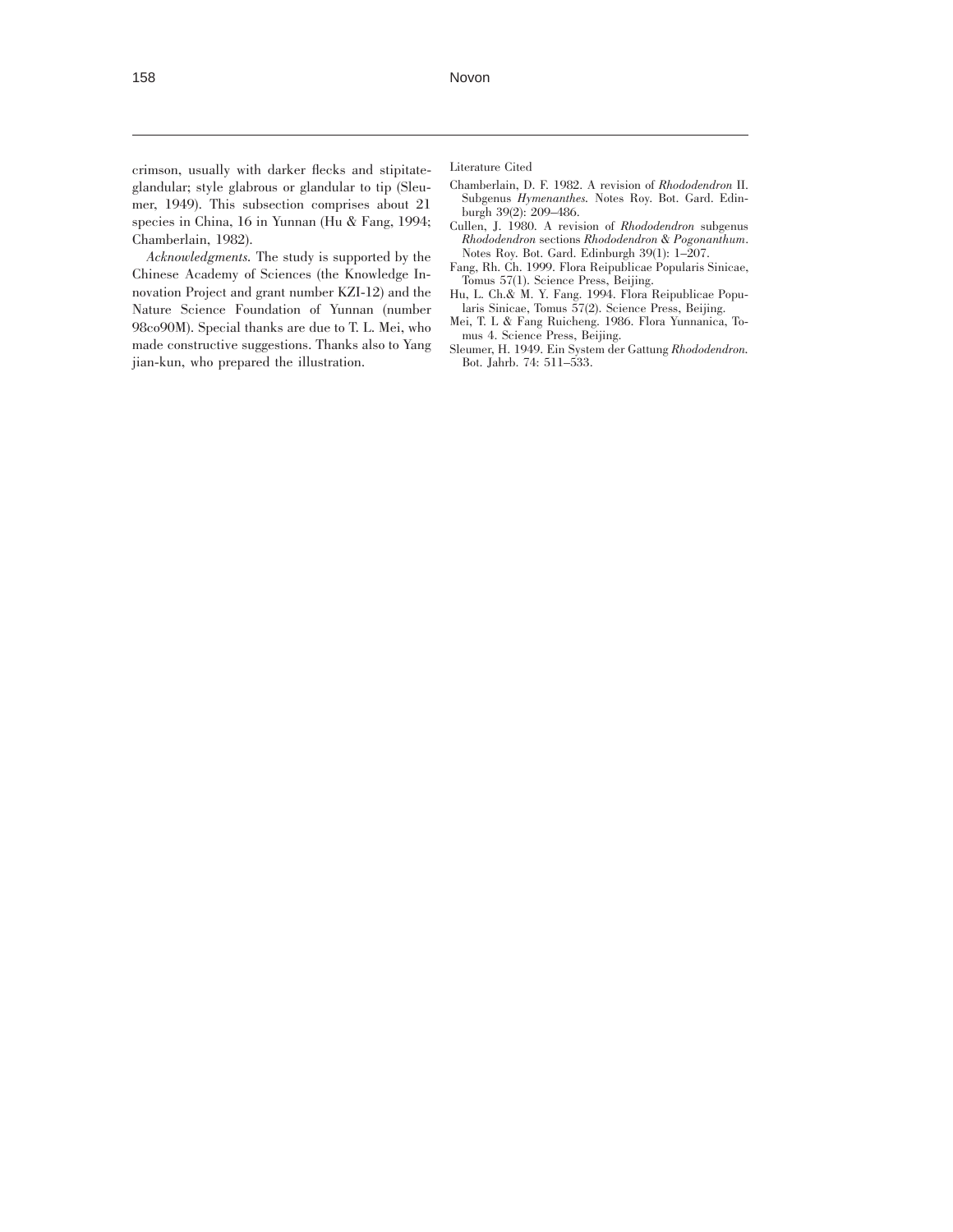crimson, usually with darker flecks and stipitate-glandular; style glabrous or glandular to tip (Sleumer, 1949). This subsection comprises about 21 species in China, 16 in Yunnan (Hu & Fang, 1994; Chamberlain, 1982).

*Acknowledgments.* The study is supported by the Chinese Academy of Sciences (the Knowledge Innovation Project and grant number KZI-12) and the Nature Science Foundation of Yunnan (number 98co90M). Special thanks are due to T. L. Mei, who made constructive suggestions. Thanks also to Yang jian-kun, who prepared the illustration.

Literature Cited

Chamberlain, D. F. 1982. A revision of *Rhododendron* II. Subgenus *Hymenanthes.* Notes Roy. Bot. Gard. Edinburgh 39(2): 209–486.

Cullen, J. 1980. A revision of *Rhododendron* subgenus *Rhododendron* sections *Rhododendron* & *Pogonanthum*. Notes Roy. Bot. Gard. Edinburgh 39(1): 1–207.

Fang, Rh. Ch. 1999. Flora Reipublicae Popularis Sinicae, Tomus 57(1). Science Press, Beijing.

Hu, L. Ch.& M. Y. Fang. 1994. Flora Reipublicae Popularis Sinicae, Tomus 57(2). Science Press, Beijing.

Mei, T. L & Fang Ruicheng. 1986. Flora Yunnanica, Tomus 4. Science Press, Beijing.

Sleumer, H. 1949. Ein System der Gattung *Rhododendron.* Bot. Jahrb. 74: 511–533.